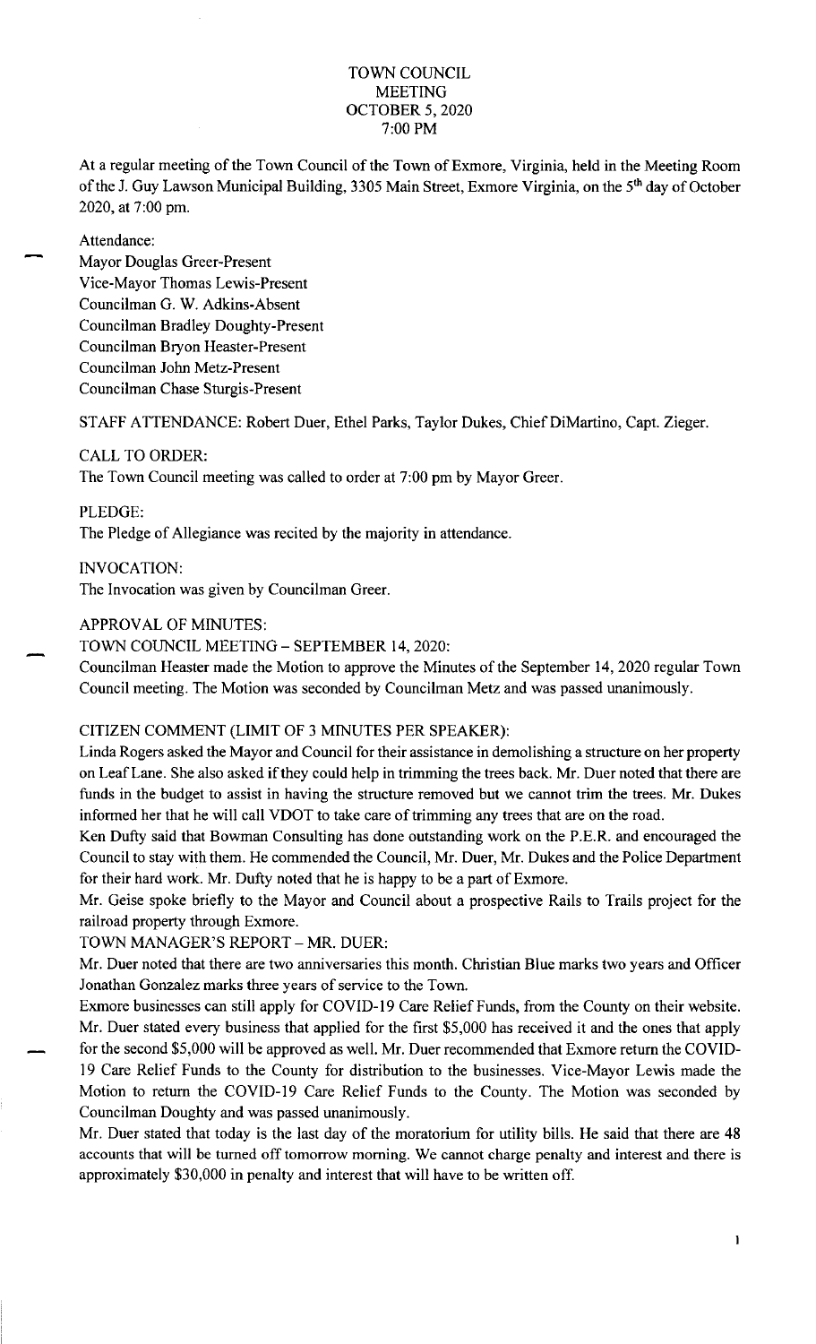# TOWN COUNCIL
## MEETING
## OCTOBER 5, 2020
## 7:00 PM

At a regular meeting of the Town Council of the Town of Exmore, Virginia, held in the Meeting Room of the J. Guy Lawson Municipal Building, 3305 Main Street, Exmore Virginia, on the 5th day of October 2020, at 7:00 pm.

Attendance:
Mayor Douglas Greer-Present
Vice-Mayor Thomas Lewis-Present
Councilman G. W. Adkins-Absent
Councilman Bradley Doughty-Present
Councilman Bryon Heaster-Present
Councilman John Metz-Present
Councilman Chase Sturgis-Present

STAFF ATTENDANCE: Robert Duer, Ethel Parks, Taylor Dukes, Chief DiMartino, Capt. Zieger.

CALL TO ORDER:
The Town Council meeting was called to order at 7:00 pm by Mayor Greer.

PLEDGE:
The Pledge of Allegiance was recited by the majority in attendance.

INVOCATION:
The Invocation was given by Councilman Greer.

APPROVAL OF MINUTES:
TOWN COUNCIL MEETING – SEPTEMBER 14, 2020:
Councilman Heaster made the Motion to approve the Minutes of the September 14, 2020 regular Town Council meeting. The Motion was seconded by Councilman Metz and was passed unanimously.

CITIZEN COMMENT (LIMIT OF 3 MINUTES PER SPEAKER):
Linda Rogers asked the Mayor and Council for their assistance in demolishing a structure on her property on Leaf Lane. She also asked if they could help in trimming the trees back. Mr. Duer noted that there are funds in the budget to assist in having the structure removed but we cannot trim the trees. Mr. Dukes informed her that he will call VDOT to take care of trimming any trees that are on the road.
Ken Dufty said that Bowman Consulting has done outstanding work on the P.E.R. and encouraged the Council to stay with them. He commended the Council, Mr. Duer, Mr. Dukes and the Police Department for their hard work. Mr. Dufty noted that he is happy to be a part of Exmore.
Mr. Geise spoke briefly to the Mayor and Council about a prospective Rails to Trails project for the railroad property through Exmore.

TOWN MANAGER'S REPORT – MR. DUER:
Mr. Duer noted that there are two anniversaries this month. Christian Blue marks two years and Officer Jonathan Gonzalez marks three years of service to the Town.
Exmore businesses can still apply for COVID-19 Care Relief Funds, from the County on their website. Mr. Duer stated every business that applied for the first $5,000 has received it and the ones that apply for the second $5,000 will be approved as well. Mr. Duer recommended that Exmore return the COVID-19 Care Relief Funds to the County for distribution to the businesses. Vice-Mayor Lewis made the Motion to return the COVID-19 Care Relief Funds to the County. The Motion was seconded by Councilman Doughty and was passed unanimously.
Mr. Duer stated that today is the last day of the moratorium for utility bills. He said that there are 48 accounts that will be turned off tomorrow morning. We cannot charge penalty and interest and there is approximately $30,000 in penalty and interest that will have to be written off.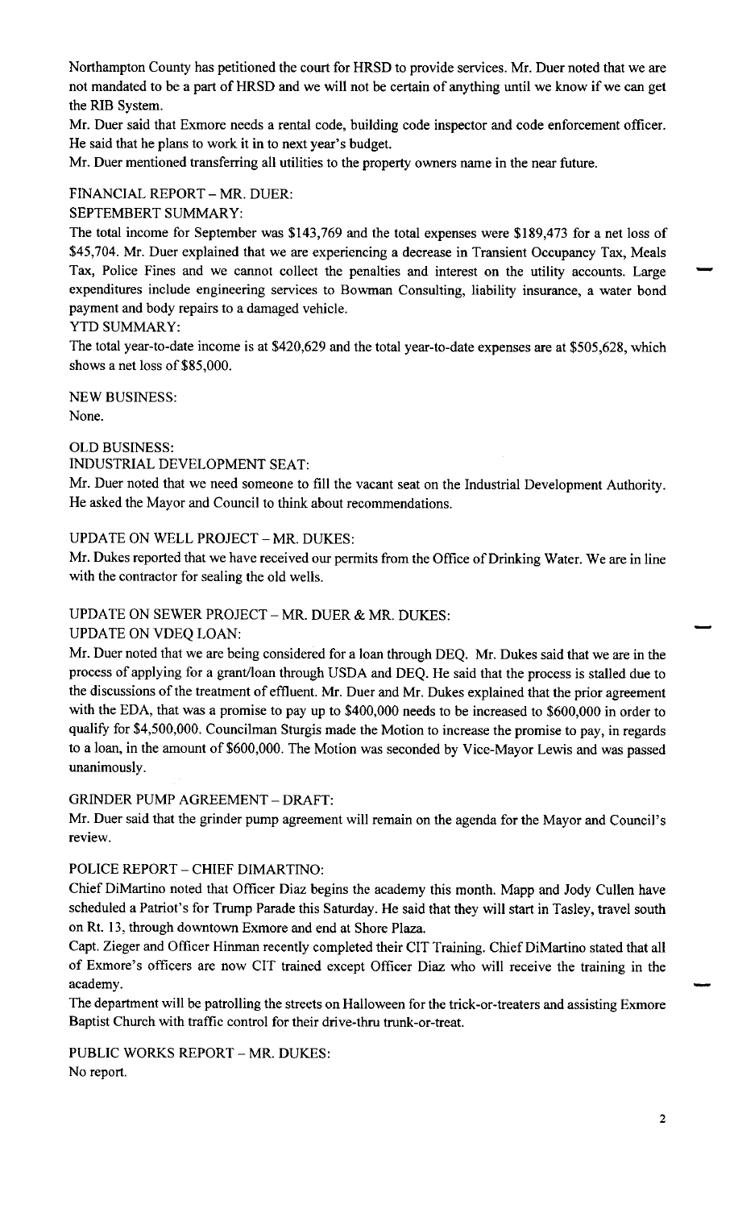Northampton County has petitioned the court for HRSD to provide services. Mr. Duer noted that we are not mandated to be a part of HRSD and we will not be certain of anything until we know if we can get the RIB System.

Mr. Duer said that Exmore needs a rental code, building code inspector and code enforcement officer. He said that he plans to work it in to next year's budget.

Mr. Duer mentioned transferring all utilities to the property owners name in the near future.

FINANCIAL REPORT – MR. DUER:

SEPTEMBERT SUMMARY:

The total income for September was $143,769 and the total expenses were $189,473 for a net loss of $45,704. Mr. Duer explained that we are experiencing a decrease in Transient Occupancy Tax, Meals Tax, Police Fines and we cannot collect the penalties and interest on the utility accounts. Large expenditures include engineering services to Bowman Consulting, liability insurance, a water bond payment and body repairs to a damaged vehicle.

YTD SUMMARY:

The total year-to-date income is at $420,629 and the total year-to-date expenses are at $505,628, which shows a net loss of $85,000.

NEW BUSINESS:

None.

OLD BUSINESS:

INDUSTRIAL DEVELOPMENT SEAT:

Mr. Duer noted that we need someone to fill the vacant seat on the Industrial Development Authority. He asked the Mayor and Council to think about recommendations.

UPDATE ON WELL PROJECT – MR. DUKES:

Mr. Dukes reported that we have received our permits from the Office of Drinking Water. We are in line with the contractor for sealing the old wells.

UPDATE ON SEWER PROJECT – MR. DUER & MR. DUKES:

UPDATE ON VDEQ LOAN:

Mr. Duer noted that we are being considered for a loan through DEQ. Mr. Dukes said that we are in the process of applying for a grant/loan through USDA and DEQ. He said that the process is stalled due to the discussions of the treatment of effluent. Mr. Duer and Mr. Dukes explained that the prior agreement with the EDA, that was a promise to pay up to $400,000 needs to be increased to $600,000 in order to qualify for $4,500,000. Councilman Sturgis made the Motion to increase the promise to pay, in regards to a loan, in the amount of $600,000. The Motion was seconded by Vice-Mayor Lewis and was passed unanimously.

GRINDER PUMP AGREEMENT – DRAFT:

Mr. Duer said that the grinder pump agreement will remain on the agenda for the Mayor and Council's review.

POLICE REPORT – CHIEF DIMARTINO:

Chief DiMartino noted that Officer Diaz begins the academy this month. Mapp and Jody Cullen have scheduled a Patriot's for Trump Parade this Saturday. He said that they will start in Tasley, travel south on Rt. 13, through downtown Exmore and end at Shore Plaza.

Capt. Zieger and Officer Hinman recently completed their CIT Training. Chief DiMartino stated that all of Exmore's officers are now CIT trained except Officer Diaz who will receive the training in the academy.

The department will be patrolling the streets on Halloween for the trick-or-treaters and assisting Exmore Baptist Church with traffic control for their drive-thru trunk-or-treat.

PUBLIC WORKS REPORT – MR. DUKES:

No report.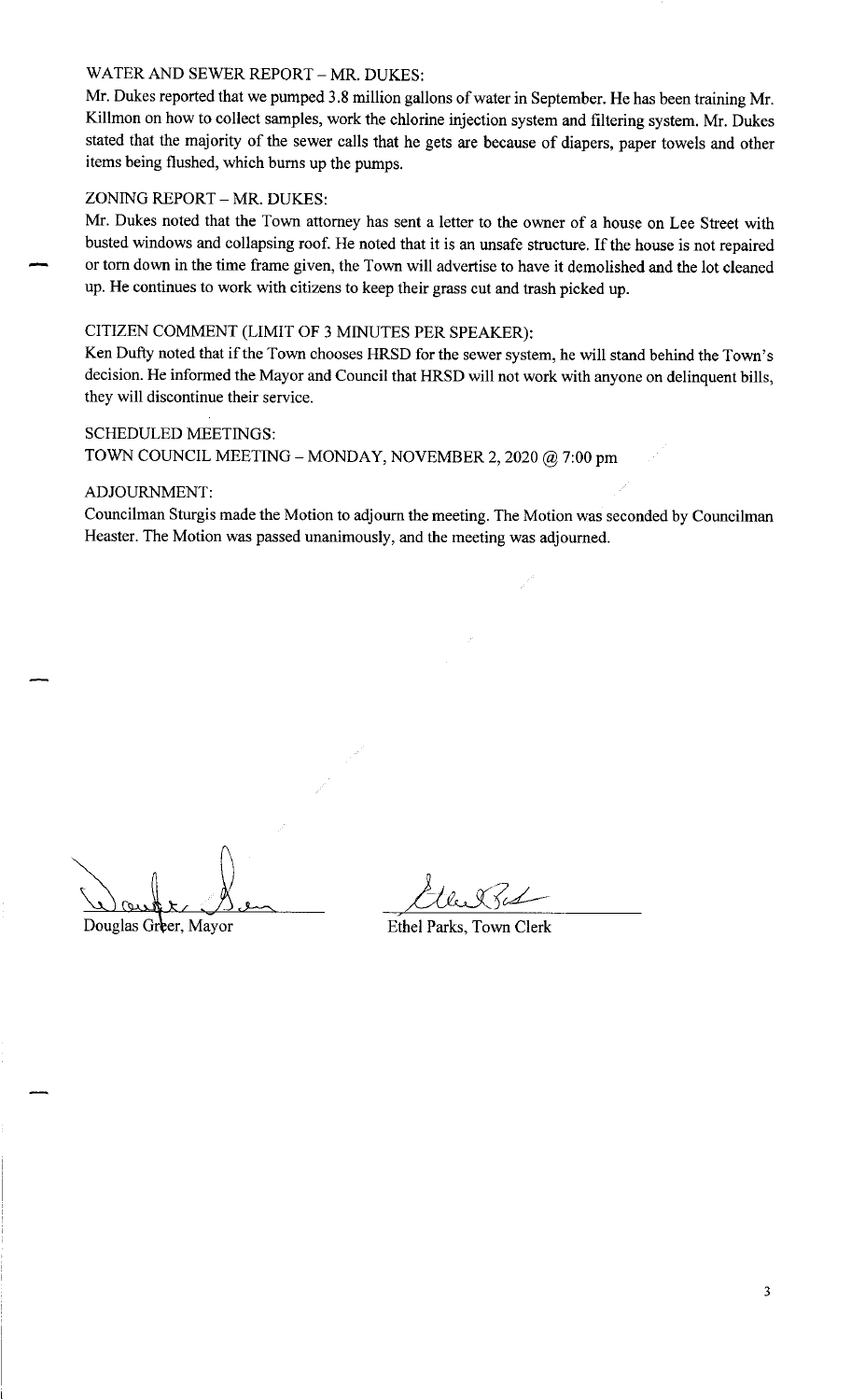WATER AND SEWER REPORT – MR. DUKES:

Mr. Dukes reported that we pumped 3.8 million gallons of water in September. He has been training Mr. Killmon on how to collect samples, work the chlorine injection system and filtering system. Mr. Dukes stated that the majority of the sewer calls that he gets are because of diapers, paper towels and other items being flushed, which burns up the pumps.

ZONING REPORT – MR. DUKES:

Mr. Dukes noted that the Town attorney has sent a letter to the owner of a house on Lee Street with busted windows and collapsing roof. He noted that it is an unsafe structure. If the house is not repaired or torn down in the time frame given, the Town will advertise to have it demolished and the lot cleaned up. He continues to work with citizens to keep their grass cut and trash picked up.

CITIZEN COMMENT (LIMIT OF 3 MINUTES PER SPEAKER):

Ken Dufty noted that if the Town chooses HRSD for the sewer system, he will stand behind the Town's decision. He informed the Mayor and Council that HRSD will not work with anyone on delinquent bills, they will discontinue their service.

SCHEDULED MEETINGS:

TOWN COUNCIL MEETING – MONDAY, NOVEMBER 2, 2020 @ 7:00 pm

ADJOURNMENT:

Councilman Sturgis made the Motion to adjourn the meeting. The Motion was seconded by Councilman Heaster. The Motion was passed unanimously, and the meeting was adjourned.

Douglas Greer, Mayor

Ethel Parks, Town Clerk